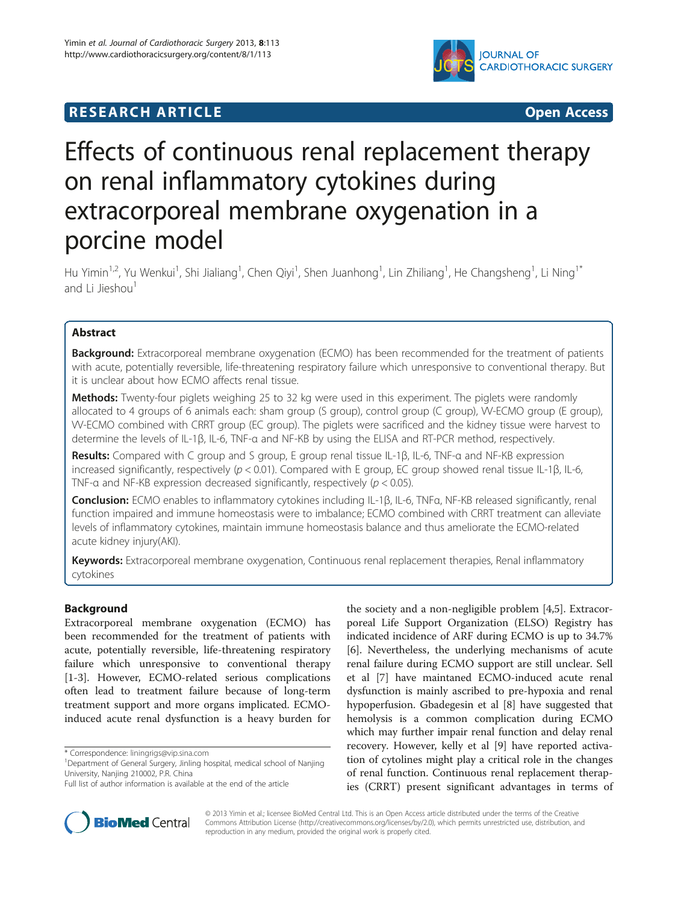**RESEARCH ARTICLE** **Open Access**

# Effects of continuous renal replacement therapy on renal inflammatory cytokines during extracorporeal membrane oxygenation in a porcine model

Hu Yimin[1,2], Yu Wenkui[1], Shi Jialiang[1], Chen Qiyi[1], Shen Juanhong[1], Lin Zhiliang[1], He Changsheng[1], Li Ning[1*] and Li Jieshou[1]

## Abstract

**Background:** Extracorporeal membrane oxygenation (ECMO) has been recommended for the treatment of patients with acute, potentially reversible, life-threatening respiratory failure which unresponsive to conventional therapy. But it is unclear about how ECMO affects renal tissue.

**Methods:** Twenty-four piglets weighing 25 to 32 kg were used in this experiment. The piglets were randomly allocated to 4 groups of 6 animals each: sham group (S group), control group (C group), VV-ECMO group (E group), VV-ECMO combined with CRRT group (EC group). The piglets were sacrificed and the kidney tissue were harvest to determine the levels of IL-1β, IL-6, TNF-α and NF-KB by using the ELISA and RT-PCR method, respectively.

**Results:** Compared with C group and S group, E group renal tissue IL-1β, IL-6, TNF-α and NF-KB expression increased significantly, respectively ($p < 0.01$). Compared with E group, EC group showed renal tissue IL-1β, IL-6, TNF-α and NF-KB expression decreased significantly, respectively ($p < 0.05$).

**Conclusion:** ECMO enables to inflammatory cytokines including IL-1β, IL-6, TNFα, NF-KB released significantly, renal function impaired and immune homeostasis were to imbalance; ECMO combined with CRRT treatment can alleviate levels of inflammatory cytokines, maintain immune homeostasis balance and thus ameliorate the ECMO-related acute kidney injury(AKI).

**Keywords:** Extracorporeal membrane oxygenation, Continuous renal replacement therapies, Renal inflammatory cytokines

## Background

Extracorporeal membrane oxygenation (ECMO) has been recommended for the treatment of patients with acute, potentially reversible, life-threatening respiratory failure which unresponsive to conventional therapy [1-3]. However, ECMO-related serious complications often lead to treatment failure because of long-term treatment support and more organs implicated. ECMO-induced acute renal dysfunction is a heavy burden for the society and a non-negligible problem [4,5]. Extracorporeal Life Support Organization (ELSO) Registry has indicated incidence of ARF during ECMO is up to 34.7% [6]. Nevertheless, the underlying mechanisms of acute renal failure during ECMO support are still unclear. Sell et al [7] have maintaned ECMO-induced acute renal dysfunction is mainly ascribed to pre-hypoxia and renal hypoperfusion. Gbadegesin et al [8] have suggested that hemolysis is a common complication during ECMO which may further impair renal function and delay renal recovery. However, kelly et al [9] have reported activation of cytolines might play a critical role in the changes of renal function. Continuous renal replacement therapies (CRRT) present significant advantages in terms of

* Correspondence: liningrigs@vip.sina.com
[1]Department of General Surgery, Jinling hospital, medical school of Nanjing University, Nanjing 210002, P.R. China
Full list of author information is available at the end of the article

© 2013 Yimin et al.; licensee BioMed Central Ltd. This is an Open Access article distributed under the terms of the Creative Commons Attribution License (http://creativecommons.org/licenses/by/2.0), which permits unrestricted use, distribution, and reproduction in any medium, provided the original work is properly cited.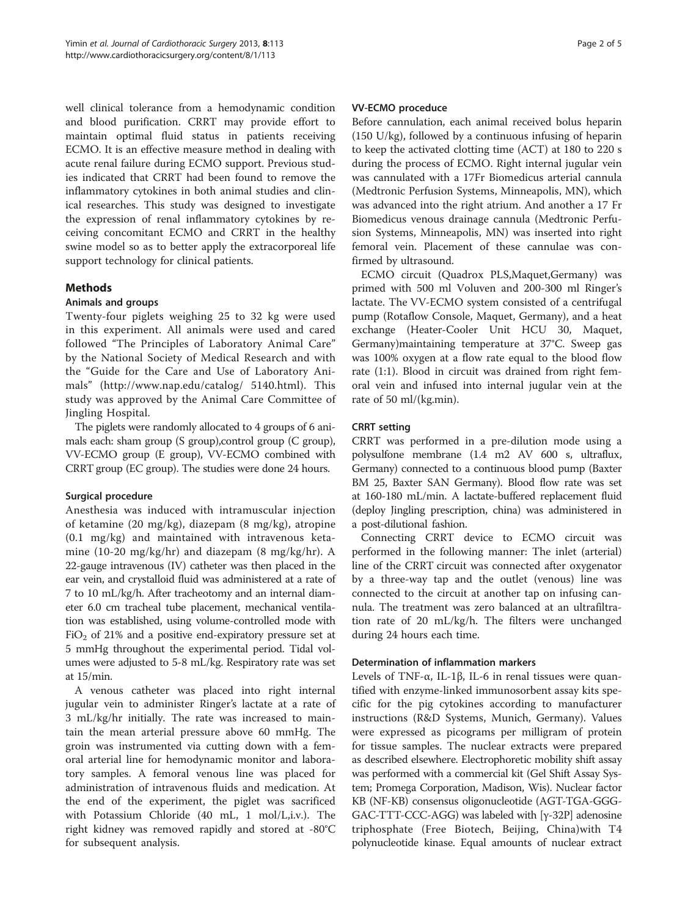well clinical tolerance from a hemodynamic condition and blood purification. CRRT may provide effort to maintain optimal fluid status in patients receiving ECMO. It is an effective measure method in dealing with acute renal failure during ECMO support. Previous studies indicated that CRRT had been found to remove the inflammatory cytokines in both animal studies and clinical researches. This study was designed to investigate the expression of renal inflammatory cytokines by receiving concomitant ECMO and CRRT in the healthy swine model so as to better apply the extracorporeal life support technology for clinical patients.

## Methods

### Animals and groups

Twenty-four piglets weighing 25 to 32 kg were used in this experiment. All animals were used and cared followed "The Principles of Laboratory Animal Care" by the National Society of Medical Research and with the "Guide for the Care and Use of Laboratory Animals" (http://www.nap.edu/catalog/ 5140.html). This study was approved by the Animal Care Committee of Jingling Hospital.

The piglets were randomly allocated to 4 groups of 6 animals each: sham group (S group),control group (C group), VV-ECMO group (E group), VV-ECMO combined with CRRT group (EC group). The studies were done 24 hours.

### Surgical procedure

Anesthesia was induced with intramuscular injection of ketamine (20 mg/kg), diazepam (8 mg/kg), atropine (0.1 mg/kg) and maintained with intravenous ketamine (10-20 mg/kg/hr) and diazepam (8 mg/kg/hr). A 22-gauge intravenous (IV) catheter was then placed in the ear vein, and crystalloid fluid was administered at a rate of 7 to 10 mL/kg/h. After tracheotomy and an internal diameter 6.0 cm tracheal tube placement, mechanical ventilation was established, using volume-controlled mode with $FiO_2$ of 21% and a positive end-expiratory pressure set at 5 mmHg throughout the experimental period. Tidal volumes were adjusted to 5-8 mL/kg. Respiratory rate was set at 15/min.

A venous catheter was placed into right internal jugular vein to administer Ringer's lactate at a rate of 3 mL/kg/hr initially. The rate was increased to maintain the mean arterial pressure above 60 mmHg. The groin was instrumented via cutting down with a femoral arterial line for hemodynamic monitor and laboratory samples. A femoral venous line was placed for administration of intravenous fluids and medication. At the end of the experiment, the piglet was sacrificed with Potassium Chloride (40 mL, 1 mol/L,i.v.). The right kidney was removed rapidly and stored at -80°C for subsequent analysis.

### VV-ECMO proceduce

Before cannulation, each animal received bolus heparin (150 U/kg), followed by a continuous infusing of heparin to keep the activated clotting time (ACT) at 180 to 220 s during the process of ECMO. Right internal jugular vein was cannulated with a 17Fr Biomedicus arterial cannula (Medtronic Perfusion Systems, Minneapolis, MN), which was advanced into the right atrium. And another a 17 Fr Biomedicus venous drainage cannula (Medtronic Perfusion Systems, Minneapolis, MN) was inserted into right femoral vein. Placement of these cannulae was confirmed by ultrasound.

ECMO circuit (Quadrox PLS,Maquet,Germany) was primed with 500 ml Voluven and 200-300 ml Ringer's lactate. The VV-ECMO system consisted of a centrifugal pump (Rotaflow Console, Maquet, Germany), and a heat exchange (Heater-Cooler Unit HCU 30, Maquet, Germany)maintaining temperature at 37°C. Sweep gas was 100% oxygen at a flow rate equal to the blood flow rate (1:1). Blood in circuit was drained from right femoral vein and infused into internal jugular vein at the rate of 50 ml/(kg.min).

### CRRT setting

CRRT was performed in a pre-dilution mode using a polysulfone membrane (1.4 m2 AV 600 s, ultraflux, Germany) connected to a continuous blood pump (Baxter BM 25, Baxter SAN Germany). Blood flow rate was set at 160-180 mL/min. A lactate-buffered replacement fluid (deploy Jingling prescription, china) was administered in a post-dilutional fashion.

Connecting CRRT device to ECMO circuit was performed in the following manner: The inlet (arterial) line of the CRRT circuit was connected after oxygenator by a three-way tap and the outlet (venous) line was connected to the circuit at another tap on infusing cannula. The treatment was zero balanced at an ultrafiltration rate of 20 mL/kg/h. The filters were unchanged during 24 hours each time.

### Determination of inflammation markers

Levels of TNF-α, IL-1β, IL-6 in renal tissues were quantified with enzyme-linked immunosorbent assay kits specific for the pig cytokines according to manufacturer instructions (R&D Systems, Munich, Germany). Values were expressed as picograms per milligram of protein for tissue samples. The nuclear extracts were prepared as described elsewhere. Electrophoretic mobility shift assay was performed with a commercial kit (Gel Shift Assay System; Promega Corporation, Madison, Wis). Nuclear factor KB (NF-KB) consensus oligonucleotide (AGT-TGA-GGG-GAC-TTT-CCC-AGG) was labeled with [γ-32P] adenosine triphosphate (Free Biotech, Beijing, China)with T4 polynucleotide kinase. Equal amounts of nuclear extract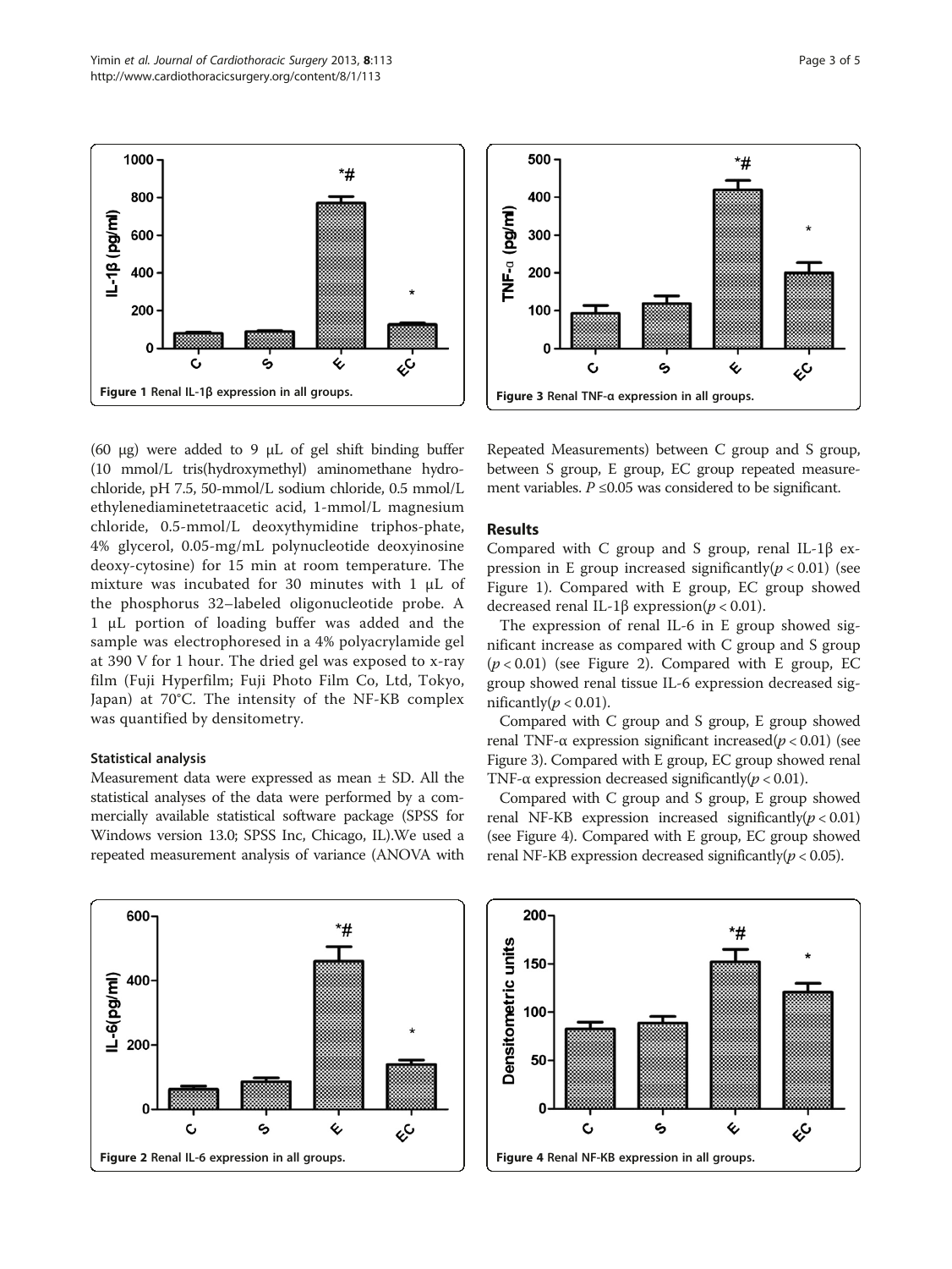Figure 1 Renal IL-1β expression in all groups.

Figure 3 Renal TNF-α expression in all groups.

(60 μg) were added to 9 μL of gel shift binding buffer (10 mmol/L tris(hydroxymethyl) aminomethane hydrochloride, pH 7.5, 50-mmol/L sodium chloride, 0.5 mmol/L ethylenediaminetetraacetic acid, 1-mmol/L magnesium chloride, 0.5-mmol/L deoxythymidine triphos-phate, 4% glycerol, 0.05-mg/mL polynucleotide deoxyinosine deoxy-cytosine) for 15 min at room temperature. The mixture was incubated for 30 minutes with 1 μL of the phosphorus 32–labeled oligonucleotide probe. A 1 μL portion of loading buffer was added and the sample was electrophoresed in a 4% polyacrylamide gel at 390 V for 1 hour. The dried gel was exposed to x-ray film (Fuji Hyperfilm; Fuji Photo Film Co, Ltd, Tokyo, Japan) at 70°C. The intensity of the NF-KB complex was quantified by densitometry.

### Statistical analysis

Measurement data were expressed as mean ± SD. All the statistical analyses of the data were performed by a commercially available statistical software package (SPSS for Windows version 13.0; SPSS Inc, Chicago, IL).We used a repeated measurement analysis of variance (ANOVA with Repeated Measurements) between C group and S group, between S group, E group, EC group repeated measurement variables. $P \leq 0.05$ was considered to be significant.

## Results

Compared with C group and S group, renal IL-1β expression in E group increased significantly($p < 0.01$) (see Figure 1). Compared with E group, EC group showed decreased renal IL-1β expression($p < 0.01$).

The expression of renal IL-6 in E group showed significant increase as compared with C group and S group ($p < 0.01$) (see Figure 2). Compared with E group, EC group showed renal tissue IL-6 expression decreased significantly($p < 0.01$).

Compared with C group and S group, E group showed renal TNF-α expression significant increased($p < 0.01$) (see Figure 3). Compared with E group, EC group showed renal TNF-α expression decreased significantly($p < 0.01$).

Compared with C group and S group, E group showed renal NF-KB expression increased significantly($p < 0.01$) (see Figure 4). Compared with E group, EC group showed renal NF-KB expression decreased significantly($p < 0.05$).

Figure 2 Renal IL-6 expression in all groups.

Figure 4 Renal NF-KB expression in all groups.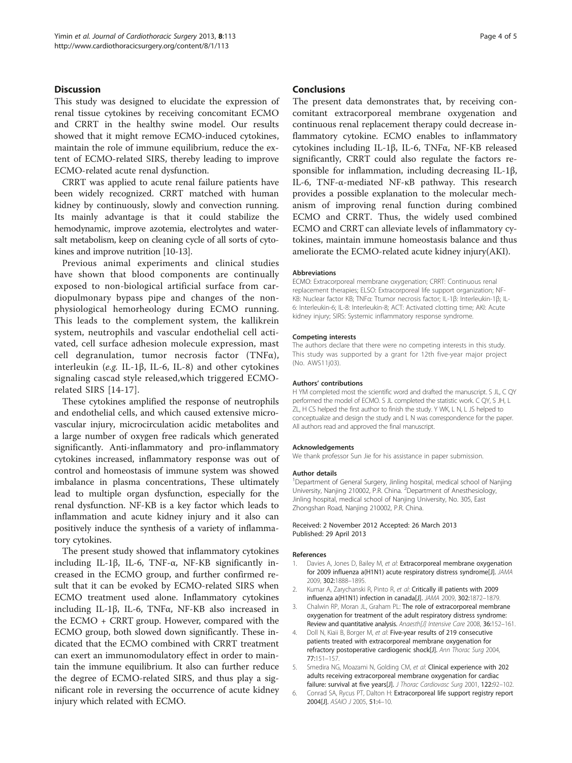## Discussion

This study was designed to elucidate the expression of renal tissue cytokines by receiving concomitant ECMO and CRRT in the healthy swine model. Our results showed that it might remove ECMO-induced cytokines, maintain the role of immune equilibrium, reduce the extent of ECMO-related SIRS, thereby leading to improve ECMO-related acute renal dysfunction.

CRRT was applied to acute renal failure patients have been widely recognized. CRRT matched with human kidney by continuously, slowly and convection running. Its mainly advantage is that it could stabilize the hemodynamic, improve azotemia, electrolytes and water-salt metabolism, keep on cleaning cycle of all sorts of cytokines and improve nutrition [10-13].

Previous animal experiments and clinical studies have shown that blood components are continually exposed to non-biological artificial surface from cardiopulmonary bypass pipe and changes of the non-physiological hemorheology during ECMO running. This leads to the complement system, the kallikrein system, neutrophils and vascular endothelial cell activated, cell surface adhesion molecule expression, mast cell degranulation, tumor necrosis factor (TNFα), interleukin (*e.g.* IL-1β, IL-6, IL-8) and other cytokines signaling cascad style released,which triggered ECMO-related SIRS [14-17].

These cytokines amplified the response of neutrophils and endothelial cells, and which caused extensive microvascular injury, microcirculation acidic metabolites and a large number of oxygen free radicals which generated significantly. Anti-inflammatory and pro-inflammatory cytokines increased, inflammatory response was out of control and homeostasis of immune system was showed imbalance in plasma concentrations, These ultimately lead to multiple organ dysfunction, especially for the renal dysfunction. NF-KB is a key factor which leads to inflammation and acute kidney injury and it also can positively induce the synthesis of a variety of inflammatory cytokines.

The present study showed that inflammatory cytokines including IL-1β, IL-6, TNF-α, NF-KB significantly increased in the ECMO group, and further confirmed result that it can be evoked by ECMO-related SIRS when ECMO treatment used alone. Inflammatory cytokines including IL-1β, IL-6, TNFα, NF-KB also increased in the ECMO + CRRT group. However, compared with the ECMO group, both slowed down significantly. These indicated that the ECMO combined with CRRT treatment can exert an immunomodulatory effect in order to maintain the immune equilibrium. It also can further reduce the degree of ECMO-related SIRS, and thus play a significant role in reversing the occurrence of acute kidney injury which related with ECMO.

## Conclusions

The present data demonstrates that, by receiving concomitant extracorporeal membrane oxygenation and continuous renal replacement therapy could decrease inflammatory cytokine. ECMO enables to inflammatory cytokines including IL-1β, IL-6, TNFα, NF-KB released significantly, CRRT could also regulate the factors responsible for inflammation, including decreasing IL-1β, IL-6, TNF-α-mediated NF-κB pathway. This research provides a possible explanation to the molecular mechanism of improving renal function during combined ECMO and CRRT. Thus, the widely used combined ECMO and CRRT can alleviate levels of inflammatory cytokines, maintain immune homeostasis balance and thus ameliorate the ECMO-related acute kidney injury(AKI).

#### Abbreviations

ECMO: Extracorporeal membrane oxygenation; CRRT: Continuous renal replacement therapies; ELSO: Extracorporeal life support organization; NF-KB: Nuclear factor KB; TNFα: Ttumor necrosis factor; IL-1β: Interleukin-1β; IL-6: Interleukin-6; IL-8: Interleukin-8; ACT: Activated clotting time; AKI: Acute kidney injury; SIRS: Systemic inflammatory response syndrome.

#### Competing interests

The authors declare that there were no competing interests in this study. This study was supported by a grant for 12th five-year major project (No. AWS11j03).

#### Authors' contributions

H YM completed most the scientific word and drafted the manuscript. S JL, C QY performed the model of ECMO. S JL completed the statistic work. C QY, S JH, L ZL, H CS helped the first author to finish the study. Y WK, L N, L JS helped to conceptualize and design the study and L N was correspondence for the paper. All authors read and approved the final manuscript.

#### Acknowledgements

We thank professor Sun Jie for his assistance in paper submission.

#### Author details

[1]Department of General Surgery, Jinling hospital, medical school of Nanjing University, Nanjing 210002, P.R. China. [2]Department of Anesthesiology, Jinling hospital, medical school of Nanjing University, No. 305, East Zhongshan Road, Nanjing 210002, P.R. China.

Received: 2 November 2012 Accepted: 26 March 2013
Published: 29 April 2013

#### References

1. Davies A, Jones D, Bailey M, *et al*: **Extracorporeal membrane oxygenation for 2009 influenza a(H1N1) acute respiratory distress syndrome[J].** *JAMA* 2009, **302:**1888–1895.
2. Kumar A, Zarychanski R, Pinto R, *et al*: **Critically ill patients with 2009 influenza a(H1N1) infection in canada[J].** *JAMA* 2009, **302:**1872–1879.
3. Chalwin RP, Moran JL, Graham PL: **The role of extracorporeal membrane oxygenation for treatment of the adult respiratory distress syndrome: Review and quantitative analysis.** *Anaesth[J] Intensive Care* 2008, **36:**152–161.
4. Doll N, Kiaii B, Borger M, *et al*: **Five-year results of 219 consecutive patients treated with extracorporeal membrane oxygenation for refractory postoperative cardiogenic shock[J].** *Ann Thorac Surg* 2004, **77:**151–157.
5. Smedira NG, Moazami N, Golding CM, *et al*: **Clinical experience with 202 adults receiving extracorporeal membrane oxygenation for cardiac failure: survival at five years[J].** *J Thorac Cardiovasc Surg* 2001, **122:**92–102.
6. Conrad SA, Rycus PT, Dalton H: **Extracorporeal life support registry report 2004[J].** *ASAIO J* 2005, **51:**4–10.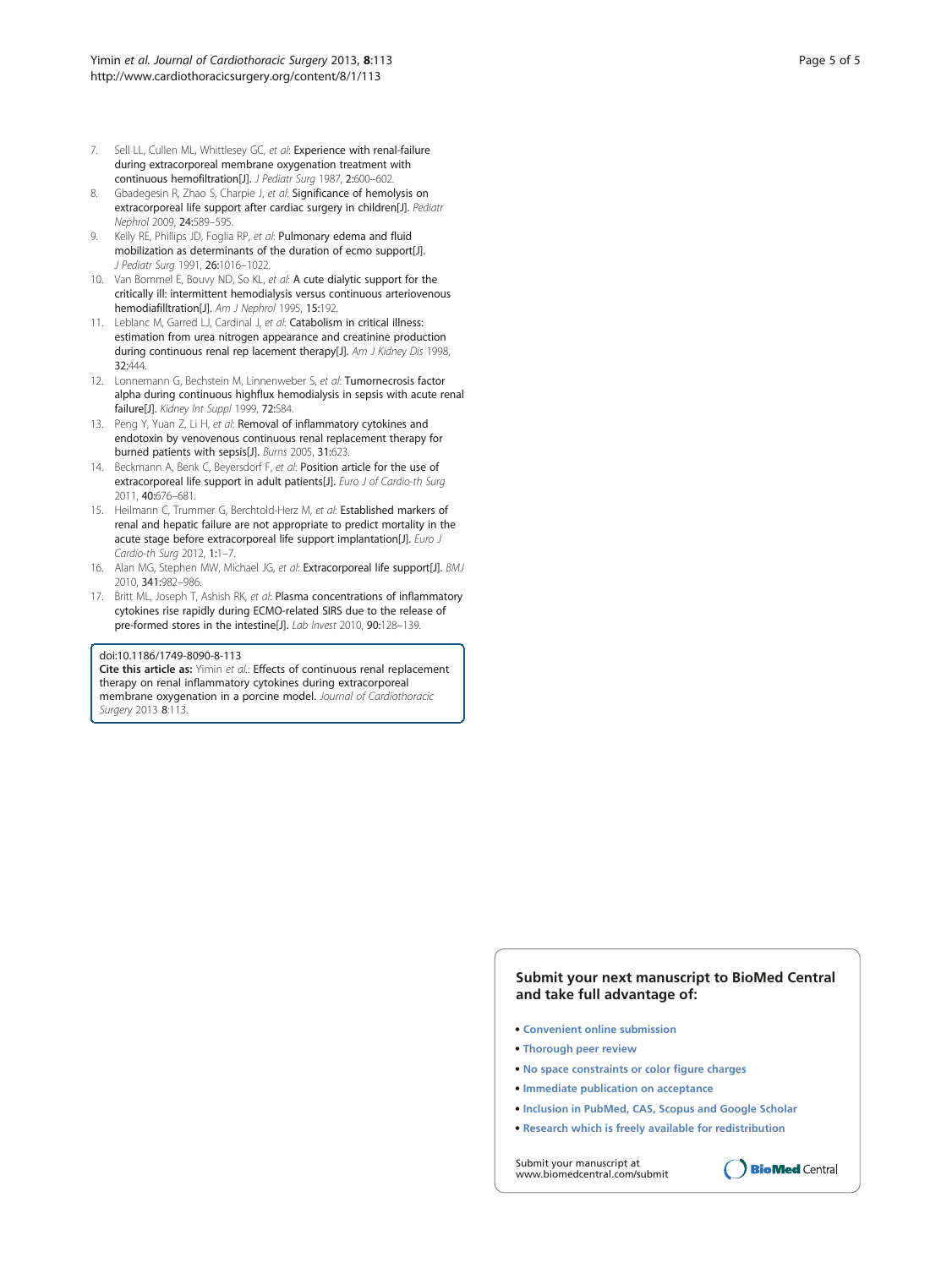7. Sell LL, Cullen ML, Whittlesey GC, *et al*: **Experience with renal-failure during extracorporeal membrane oxygenation treatment with continuous hemofiltration[J].** *J Pediatr Surg* 1987, **2:**600–602.
8. Gbadegesin R, Zhao S, Charpie J, *et al*: **Significance of hemolysis on extracorporeal life support after cardiac surgery in children[J].** *Pediatr Nephrol* 2009, **24:**589–595.
9. Kelly RE, Phillips JD, Foglia RP, *et al*: **Pulmonary edema and fluid mobilization as determinants of the duration of ecmo support[J].** *J Pediatr Surg* 1991, **26:**1016–1022.
10. Van Bommel E, Bouvy ND, So KL, *et al*: **A cute dialytic support for the critically ill: intermittent hemodialysis versus continuous arteriovenous hemodiafilltration[J].** *Am J Nephrol* 1995, **15:**192.
11. Leblanc M, Garred LJ, Cardinal J, *et al*: **Catabolism in critical illness: estimation from urea nitrogen appearance and creatinine production during continuous renal rep lacement therapy[J].** *Am J Kidney Dis* 1998, **32:**444.
12. Lonnemann G, Bechstein M, Linnenweber S, *et al*: **Tumornecrosis factor alpha during continuous highflux hemodialysis in sepsis with acute renal failure[J].** *Kidney Int Suppl* 1999, **72:**S84.
13. Peng Y, Yuan Z, Li H, *et al*: **Removal of inflammatory cytokines and endotoxin by venovenous continuous renal replacement therapy for burned patients with sepsis[J].** *Burns* 2005, **31:**623.
14. Beckmann A, Benk C, Beyersdorf F, *et al*: **Position article for the use of extracorporeal life support in adult patients[J].** *Euro J of Cardio-th Surg* 2011, **40:**676–681.
15. Heilmann C, Trummer G, Berchtold-Herz M, *et al*: **Established markers of renal and hepatic failure are not appropriate to predict mortality in the acute stage before extracorporeal life support implantation[J].** *Euro J Cardio-th Surg* 2012, **1:**1–7.
16. Alan MG, Stephen MW, Michael JG, *et al*: **Extracorporeal life support[J].** *BMJ* 2010, **341:**982–986.
17. Britt ML, Joseph T, Ashish RK, *et al*: **Plasma concentrations of inflammatory cytokines rise rapidly during ECMO-related SIRS due to the release of pre-formed stores in the intestine[J].** *Lab Invest* 2010, **90:**128–139.

doi:10.1186/1749-8090-8-113

**Cite this article as:** Yimin *et al.*: Effects of continuous renal replacement therapy on renal inflammatory cytokines during extracorporeal membrane oxygenation in a porcine model. *Journal of Cardiothoracic Surgery* 2013 **8**:113.

**Submit your next manuscript to BioMed Central and take full advantage of:**

- **Convenient online submission**
- **Thorough peer review**
- **No space constraints or color figure charges**
- **Immediate publication on acceptance**
- **Inclusion in PubMed, CAS, Scopus and Google Scholar**
- **Research which is freely available for redistribution**

Submit your manuscript at
www.biomedcentral.com/submit

BioMed Central